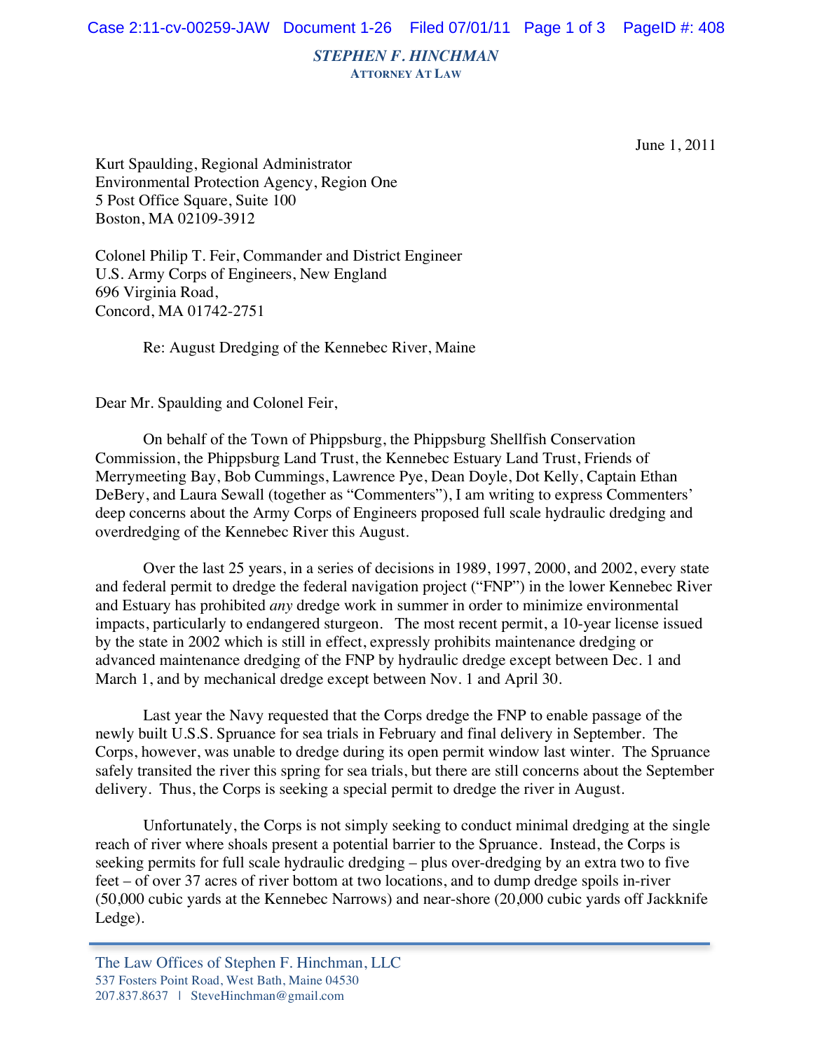**STEPHEN F. HINCHMAN**
ATTORNEY AT LAW

June 1, 2011

Kurt Spaulding, Regional Administrator
Environmental Protection Agency, Region One
5 Post Office Square, Suite 100
Boston, MA 02109-3912

Colonel Philip T. Feir, Commander and District Engineer
U.S. Army Corps of Engineers, New England
696 Virginia Road,
Concord, MA 01742-2751

Re: August Dredging of the Kennebec River, Maine

Dear Mr. Spaulding and Colonel Feir,

On behalf of the Town of Phippsburg, the Phippsburg Shellfish Conservation Commission, the Phippsburg Land Trust, the Kennebec Estuary Land Trust, Friends of Merrymeeting Bay, Bob Cummings, Lawrence Pye, Dean Doyle, Dot Kelly, Captain Ethan DeBery, and Laura Sewall (together as "Commenters"), I am writing to express Commenters' deep concerns about the Army Corps of Engineers proposed full scale hydraulic dredging and overdredging of the Kennebec River this August.

Over the last 25 years, in a series of decisions in 1989, 1997, 2000, and 2002, every state and federal permit to dredge the federal navigation project ("FNP") in the lower Kennebec River and Estuary has prohibited *any* dredge work in summer in order to minimize environmental impacts, particularly to endangered sturgeon. The most recent permit, a 10-year license issued by the state in 2002 which is still in effect, expressly prohibits maintenance dredging or advanced maintenance dredging of the FNP by hydraulic dredge except between Dec. 1 and March 1, and by mechanical dredge except between Nov. 1 and April 30.

Last year the Navy requested that the Corps dredge the FNP to enable passage of the newly built U.S.S. Spruance for sea trials in February and final delivery in September. The Corps, however, was unable to dredge during its open permit window last winter. The Spruance safely transited the river this spring for sea trials, but there are still concerns about the September delivery. Thus, the Corps is seeking a special permit to dredge the river in August.

Unfortunately, the Corps is not simply seeking to conduct minimal dredging at the single reach of river where shoals present a potential barrier to the Spruance. Instead, the Corps is seeking permits for full scale hydraulic dredging – plus over-dredging by an extra two to five feet – of over 37 acres of river bottom at two locations, and to dump dredge spoils in-river (50,000 cubic yards at the Kennebec Narrows) and near-shore (20,000 cubic yards off Jackknife Ledge).

The Law Offices of Stephen F. Hinchman, LLC
537 Fosters Point Road, West Bath, Maine 04530
207.837.8637 | SteveHinchman@gmail.com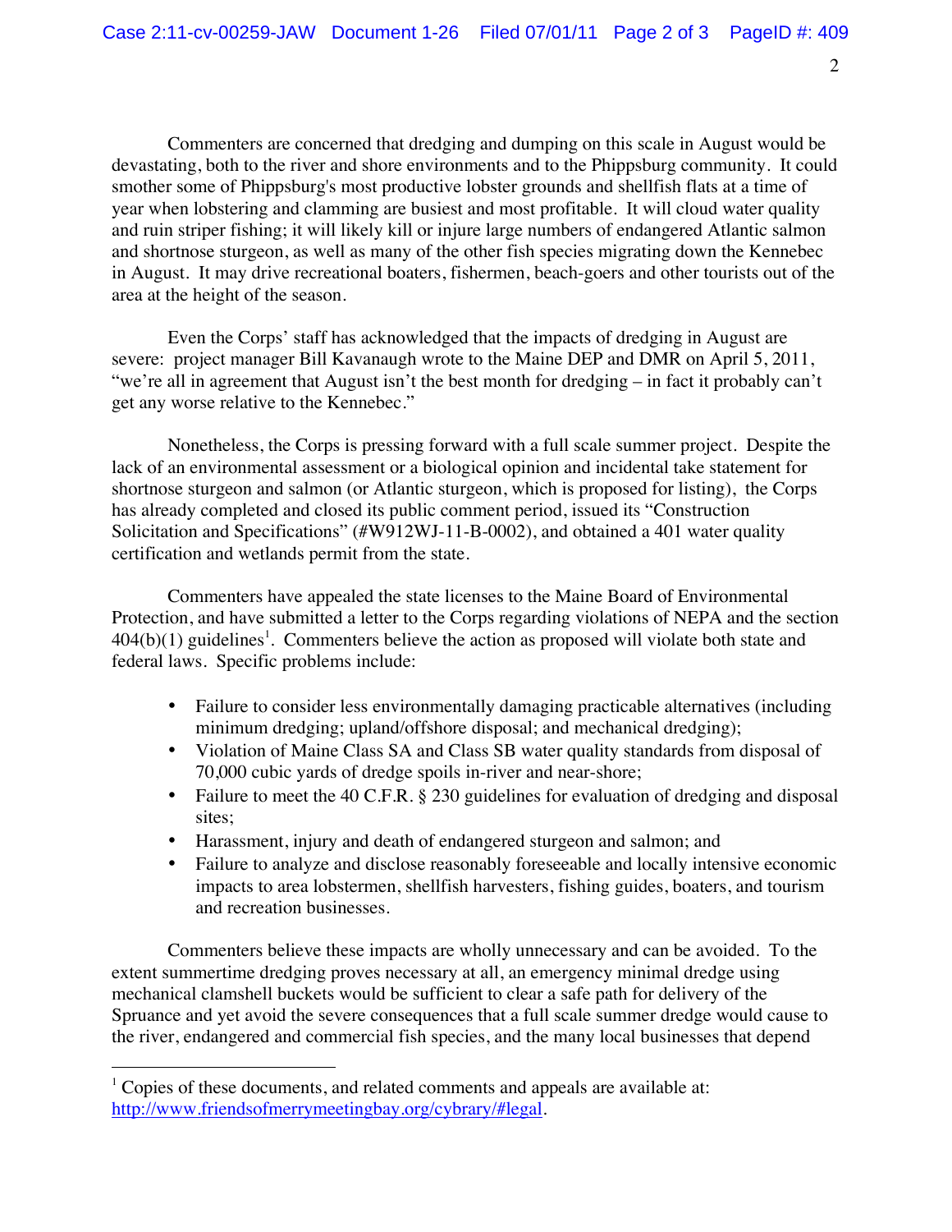Commenters are concerned that dredging and dumping on this scale in August would be devastating, both to the river and shore environments and to the Phippsburg community. It could smother some of Phippsburg's most productive lobster grounds and shellfish flats at a time of year when lobstering and clamming are busiest and most profitable. It will cloud water quality and ruin striper fishing; it will likely kill or injure large numbers of endangered Atlantic salmon and shortnose sturgeon, as well as many of the other fish species migrating down the Kennebec in August. It may drive recreational boaters, fishermen, beach-goers and other tourists out of the area at the height of the season.

Even the Corps' staff has acknowledged that the impacts of dredging in August are severe: project manager Bill Kavanaugh wrote to the Maine DEP and DMR on April 5, 2011, "we're all in agreement that August isn't the best month for dredging – in fact it probably can't get any worse relative to the Kennebec."

Nonetheless, the Corps is pressing forward with a full scale summer project. Despite the lack of an environmental assessment or a biological opinion and incidental take statement for shortnose sturgeon and salmon (or Atlantic sturgeon, which is proposed for listing), the Corps has already completed and closed its public comment period, issued its "Construction Solicitation and Specifications" (#W912WJ-11-B-0002), and obtained a 401 water quality certification and wetlands permit from the state.

Commenters have appealed the state licenses to the Maine Board of Environmental Protection, and have submitted a letter to the Corps regarding violations of NEPA and the section 404(b)(1) guidelines[1]. Commenters believe the action as proposed will violate both state and federal laws. Specific problems include:

- Failure to consider less environmentally damaging practicable alternatives (including minimum dredging; upland/offshore disposal; and mechanical dredging);
- Violation of Maine Class SA and Class SB water quality standards from disposal of 70,000 cubic yards of dredge spoils in-river and near-shore;
- Failure to meet the 40 C.F.R. § 230 guidelines for evaluation of dredging and disposal sites;
- Harassment, injury and death of endangered sturgeon and salmon; and
- Failure to analyze and disclose reasonably foreseeable and locally intensive economic impacts to area lobstermen, shellfish harvesters, fishing guides, boaters, and tourism and recreation businesses.

Commenters believe these impacts are wholly unnecessary and can be avoided. To the extent summertime dredging proves necessary at all, an emergency minimal dredge using mechanical clamshell buckets would be sufficient to clear a safe path for delivery of the Spruance and yet avoid the severe consequences that a full scale summer dredge would cause to the river, endangered and commercial fish species, and the many local businesses that depend

---

[1] Copies of these documents, and related comments and appeals are available at: http://www.friendsofmerrymeetingbay.org/cybrary/#legal.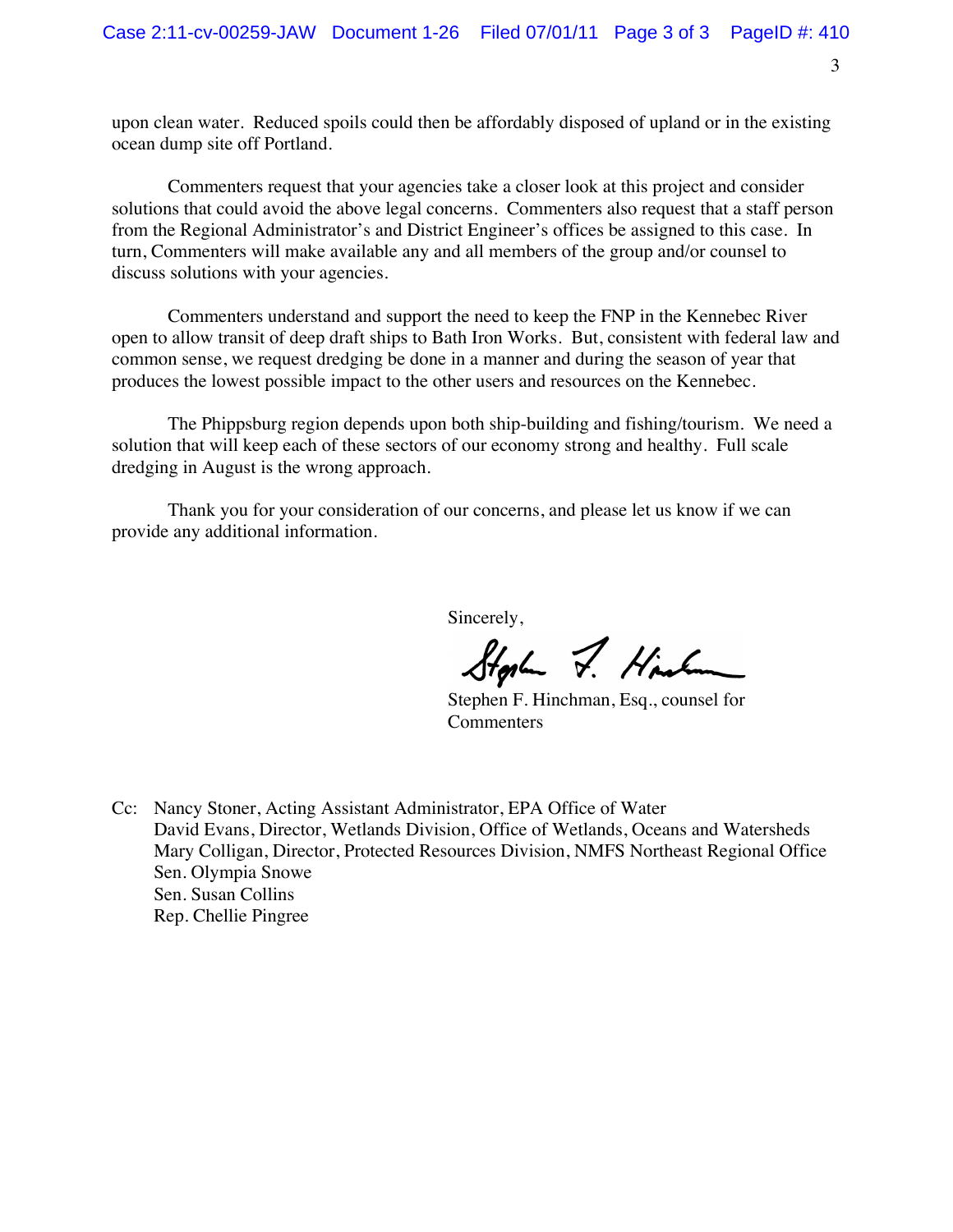upon clean water. Reduced spoils could then be affordably disposed of upland or in the existing ocean dump site off Portland.

Commenters request that your agencies take a closer look at this project and consider solutions that could avoid the above legal concerns. Commenters also request that a staff person from the Regional Administrator's and District Engineer's offices be assigned to this case. In turn, Commenters will make available any and all members of the group and/or counsel to discuss solutions with your agencies.

Commenters understand and support the need to keep the FNP in the Kennebec River open to allow transit of deep draft ships to Bath Iron Works. But, consistent with federal law and common sense, we request dredging be done in a manner and during the season of year that produces the lowest possible impact to the other users and resources on the Kennebec.

The Phippsburg region depends upon both ship-building and fishing/tourism. We need a solution that will keep each of these sectors of our economy strong and healthy. Full scale dredging in August is the wrong approach.

Thank you for your consideration of our concerns, and please let us know if we can provide any additional information.

Sincerely,

Stephen F. Hinchman

Stephen F. Hinchman, Esq., counsel for Commenters

Cc: Nancy Stoner, Acting Assistant Administrator, EPA Office of Water
David Evans, Director, Wetlands Division, Office of Wetlands, Oceans and Watersheds
Mary Colligan, Director, Protected Resources Division, NMFS Northeast Regional Office
Sen. Olympia Snowe
Sen. Susan Collins
Rep. Chellie Pingree